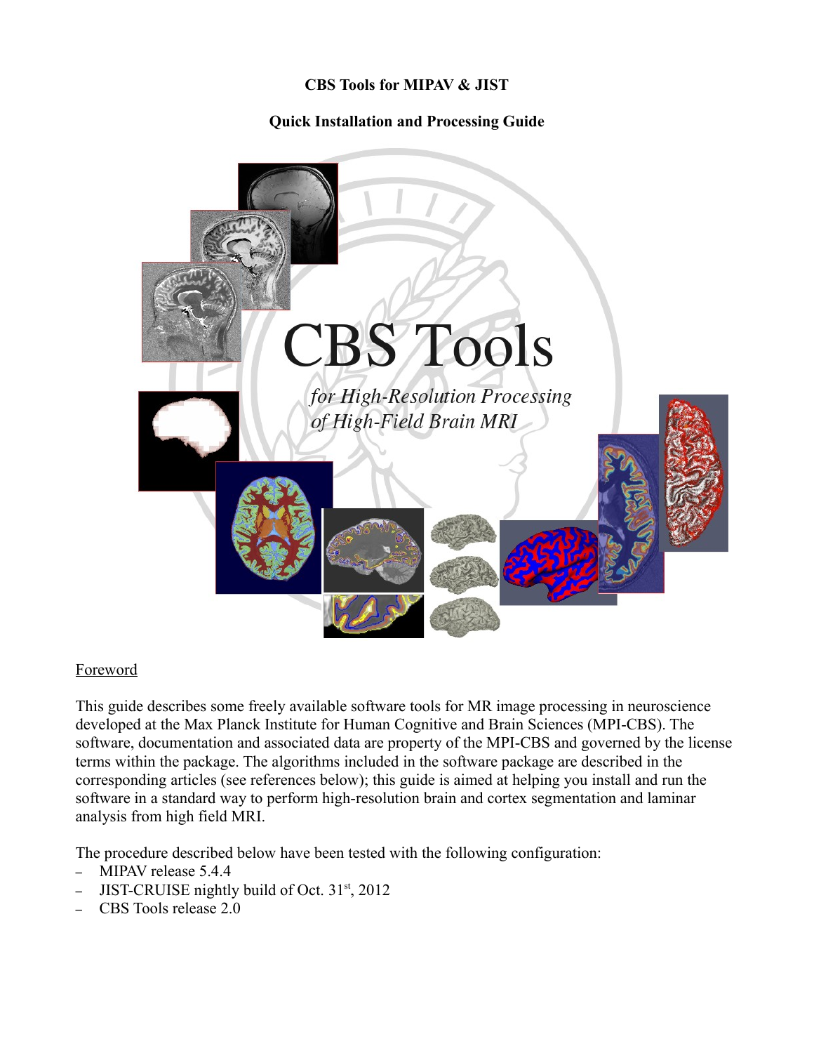**CBS Tools for MIPAV & JIST**

**Quick Installation and Processing Guide**

CBS Tools

*for High-Resolution Processing of High-Field Brain MRI*

<u>Foreword</u>

This guide describes some freely available software tools for MR image processing in neuroscience developed at the Max Planck Institute for Human Cognitive and Brain Sciences (MPI-CBS). The software, documentation and associated data are property of the MPI-CBS and governed by the license terms within the package. The algorithms included in the software package are described in the corresponding articles (see references below); this guide is aimed at helping you install and run the software in a standard way to perform high-resolution brain and cortex segmentation and laminar analysis from high field MRI.

The procedure described below have been tested with the following configuration:

- MIPAV release 5.4.4
- JIST-CRUISE nightly build of Oct. 31st, 2012
- CBS Tools release 2.0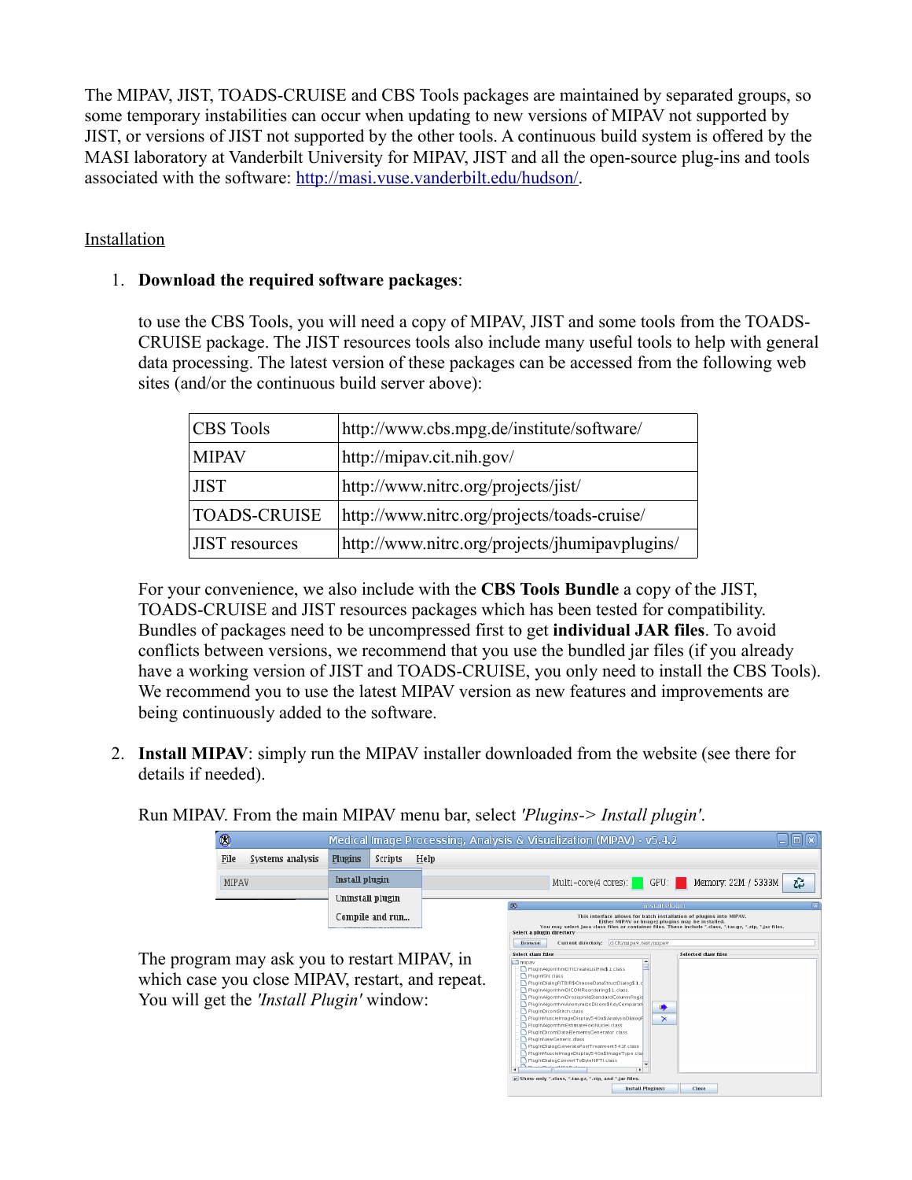The MIPAV, JIST, TOADS-CRUISE and CBS Tools packages are maintained by separated groups, so some temporary instabilities can occur when updating to new versions of MIPAV not supported by JIST, or versions of JIST not supported by the other tools. A continuous build system is offered by the MASI laboratory at Vanderbilt University for MIPAV, JIST and all the open-source plug-ins and tools associated with the software: http://masi.vuse.vanderbilt.edu/hudson/.

## Installation

1. **Download the required software packages**:

   to use the CBS Tools, you will need a copy of MIPAV, JIST and some tools from the TOADS-CRUISE package. The JIST resources tools also include many useful tools to help with general data processing. The latest version of these packages can be accessed from the following web sites (and/or the continuous build server above):

   | CBS Tools | http://www.cbs.mpg.de/institute/software/ |
   |---|---|
   | MIPAV | http://mipav.cit.nih.gov/ |
   | JIST | http://www.nitrc.org/projects/jist/ |
   | TOADS-CRUISE | http://www.nitrc.org/projects/toads-cruise/ |
   | JIST resources | http://www.nitrc.org/projects/jhumipavplugins/ |

   For your convenience, we also include with the **CBS Tools Bundle** a copy of the JIST, TOADS-CRUISE and JIST resources packages which has been tested for compatibility. Bundles of packages need to be uncompressed first to get **individual JAR files**. To avoid conflicts between versions, we recommend that you use the bundled jar files (if you already have a working version of JIST and TOADS-CRUISE, you only need to install the CBS Tools). We recommend you to use the latest MIPAV version as new features and improvements are being continuously added to the software.

2. **Install MIPAV**: simply run the MIPAV installer downloaded from the website (see there for details if needed).

   Run MIPAV. From the main MIPAV menu bar, select *'Plugins-> Install plugin'*.

   The program may ask you to restart MIPAV, in which case you close MIPAV, restart, and repeat. You will get the *'Install Plugin'* window: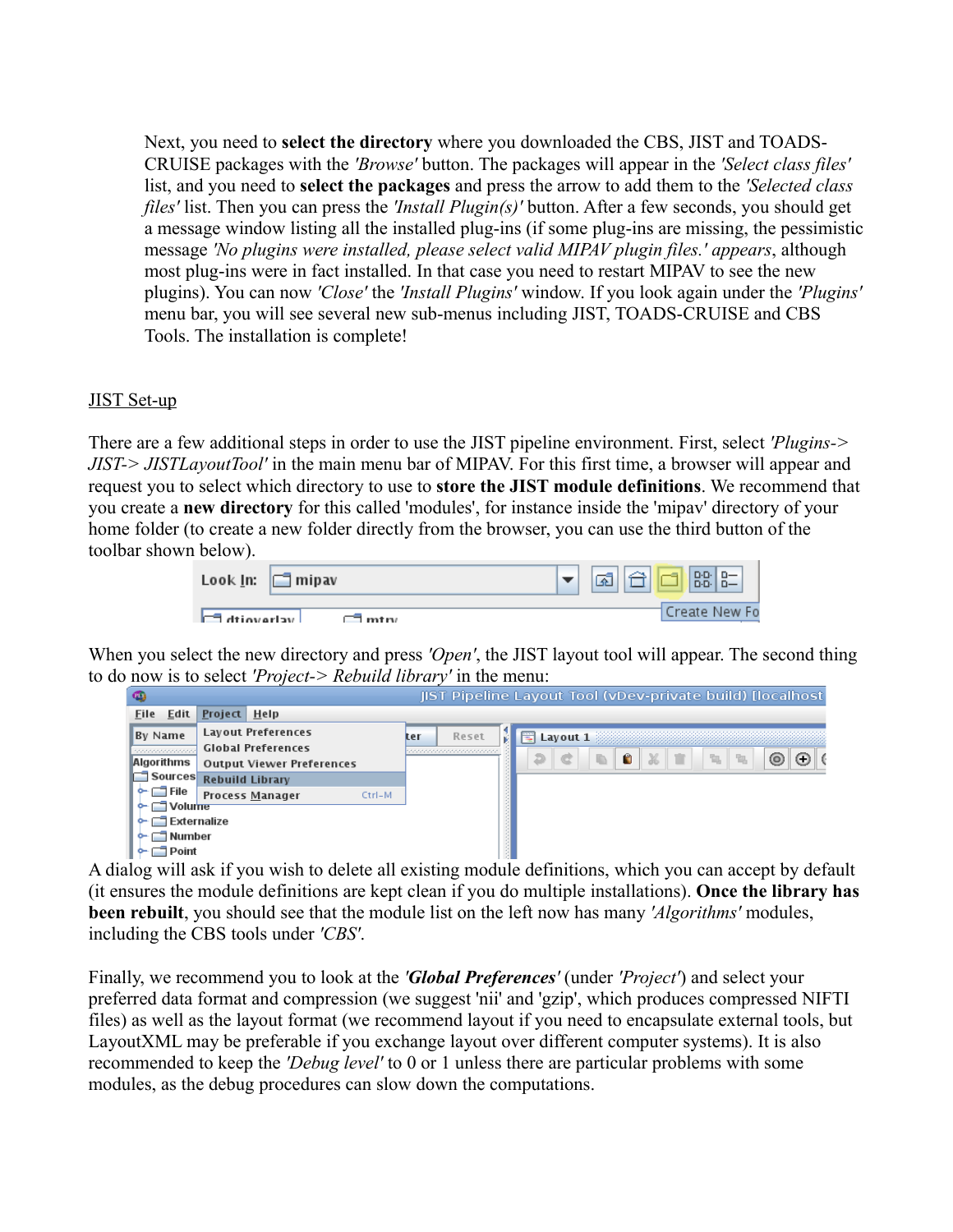Next, you need to **select the directory** where you downloaded the CBS, JIST and TOADS-CRUISE packages with the *'Browse'* button. The packages will appear in the *'Select class files'* list, and you need to **select the packages** and press the arrow to add them to the *'Selected class files'* list. Then you can press the *'Install Plugin(s)'* button. After a few seconds, you should get a message window listing all the installed plug-ins (if some plug-ins are missing, the pessimistic message *'No plugins were installed, please select valid MIPAV plugin files.' appears*, although most plug-ins were in fact installed. In that case you need to restart MIPAV to see the new plugins). You can now *'Close'* the *'Install Plugins'* window. If you look again under the *'Plugins'* menu bar, you will see several new sub-menus including JIST, TOADS-CRUISE and CBS Tools. The installation is complete!

## JIST Set-up

There are a few additional steps in order to use the JIST pipeline environment. First, select *'Plugins-> JIST-> JISTLayoutTool'* in the main menu bar of MIPAV. For this first time, a browser will appear and request you to select which directory to use to **store the JIST module definitions**. We recommend that you create a **new directory** for this called 'modules', for instance inside the 'mipav' directory of your home folder (to create a new folder directly from the browser, you can use the third button of the toolbar shown below).

When you select the new directory and press *'Open'*, the JIST layout tool will appear. The second thing to do now is to select *'Project-> Rebuild library'* in the menu:

A dialog will ask if you wish to delete all existing module definitions, which you can accept by default (it ensures the module definitions are kept clean if you do multiple installations). **Once the library has been rebuilt**, you should see that the module list on the left now has many *'Algorithms'* modules, including the CBS tools under *'CBS'*.

Finally, we recommend you to look at the ***'Global Preferences'*** (under *'Project'*) and select your preferred data format and compression (we suggest 'nii' and 'gzip', which produces compressed NIFTI files) as well as the layout format (we recommend layout if you need to encapsulate external tools, but LayoutXML may be preferable if you exchange layout over different computer systems). It is also recommended to keep the *'Debug level'* to 0 or 1 unless there are particular problems with some modules, as the debug procedures can slow down the computations.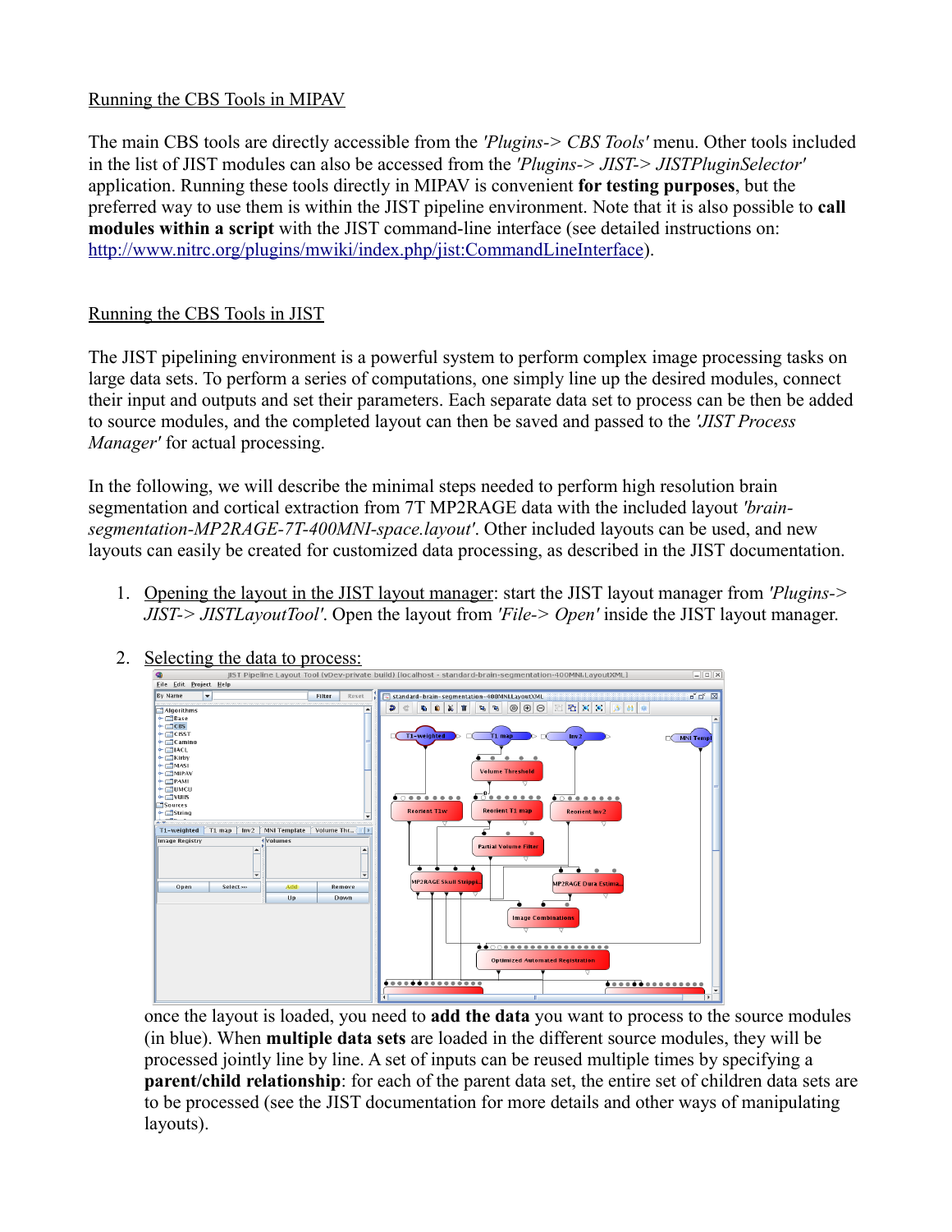## Running the CBS Tools in MIPAV

The main CBS tools are directly accessible from the *'Plugins-> CBS Tools'* menu. Other tools included in the list of JIST modules can also be accessed from the *'Plugins-> JIST-> JISTPluginSelector'* application. Running these tools directly in MIPAV is convenient **for testing purposes**, but the preferred way to use them is within the JIST pipeline environment. Note that it is also possible to **call modules within a script** with the JIST command-line interface (see detailed instructions on: http://www.nitrc.org/plugins/mwiki/index.php/jist:CommandLineInterface).

## Running the CBS Tools in JIST

The JIST pipelining environment is a powerful system to perform complex image processing tasks on large data sets. To perform a series of computations, one simply line up the desired modules, connect their input and outputs and set their parameters. Each separate data set to process can be then be added to source modules, and the completed layout can then be saved and passed to the *'JIST Process Manager'* for actual processing.

In the following, we will describe the minimal steps needed to perform high resolution brain segmentation and cortical extraction from 7T MP2RAGE data with the included layout *'brain-segmentation-MP2RAGE-7T-400MNI-space.layout'*. Other included layouts can be used, and new layouts can easily be created for customized data processing, as described in the JIST documentation.

1. Opening the layout in the JIST layout manager: start the JIST layout manager from *'Plugins-> JIST-> JISTLayoutTool'*. Open the layout from *'File-> Open'* inside the JIST layout manager.

2. Selecting the data to process:

   once the layout is loaded, you need to **add the data** you want to process to the source modules (in blue). When **multiple data sets** are loaded in the different source modules, they will be processed jointly line by line. A set of inputs can be reused multiple times by specifying a **parent/child relationship**: for each of the parent data set, the entire set of children data sets are to be processed (see the JIST documentation for more details and other ways of manipulating layouts).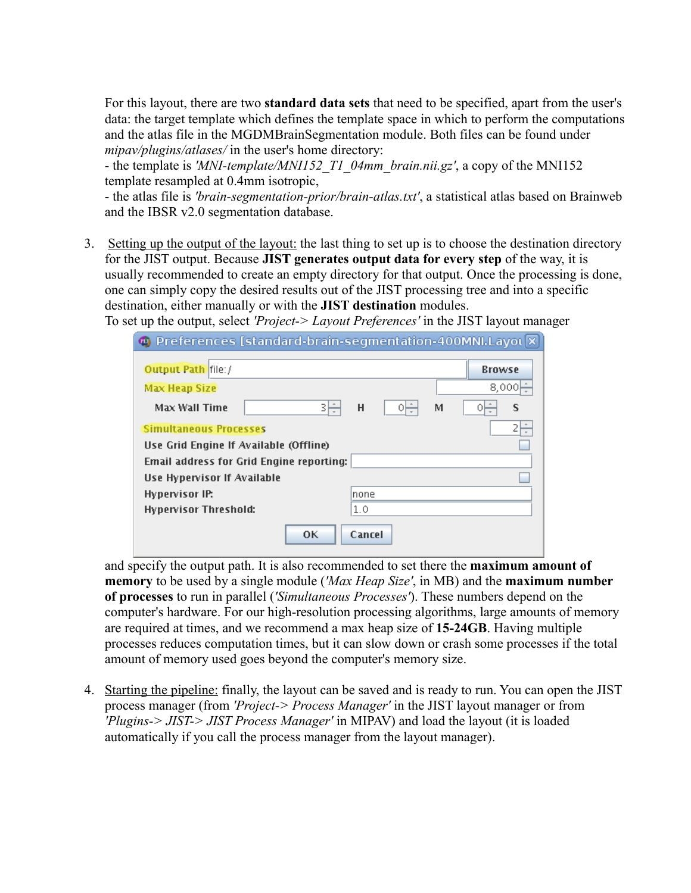For this layout, there are two **standard data sets** that need to be specified, apart from the user's data: the target template which defines the template space in which to perform the computations and the atlas file in the MGDMBrainSegmentation module. Both files can be found under *mipav/plugins/atlases/* in the user's home directory:

- the template is *'MNI-template/MNI152_T1_04mm_brain.nii.gz'*, a copy of the MNI152 template resampled at 0.4mm isotropic,
- the atlas file is *'brain-segmentation-prior/brain-atlas.txt'*, a statistical atlas based on Brainweb and the IBSR v2.0 segmentation database.

3. Setting up the output of the layout: the last thing to set up is to choose the destination directory for the JIST output. Because **JIST generates output data for every step** of the way, it is usually recommended to create an empty directory for that output. Once the processing is done, one can simply copy the desired results out of the JIST processing tree and into a specific destination, either manually or with the **JIST destination** modules.

   To set up the output, select *'Project-> Layout Preferences'* in the JIST layout manager

   and specify the output path. It is also recommended to set there the **maximum amount of memory** to be used by a single module (*'Max Heap Size'*, in MB) and the **maximum number of processes** to run in parallel (*'Simultaneous Processes'*). These numbers depend on the computer's hardware. For our high-resolution processing algorithms, large amounts of memory are required at times, and we recommend a max heap size of **15-24GB**. Having multiple processes reduces computation times, but it can slow down or crash some processes if the total amount of memory used goes beyond the computer's memory size.

4. Starting the pipeline: finally, the layout can be saved and is ready to run. You can open the JIST process manager (from *'Project-> Process Manager'* in the JIST layout manager or from *'Plugins-> JIST-> JIST Process Manager'* in MIPAV) and load the layout (it is loaded automatically if you call the process manager from the layout manager).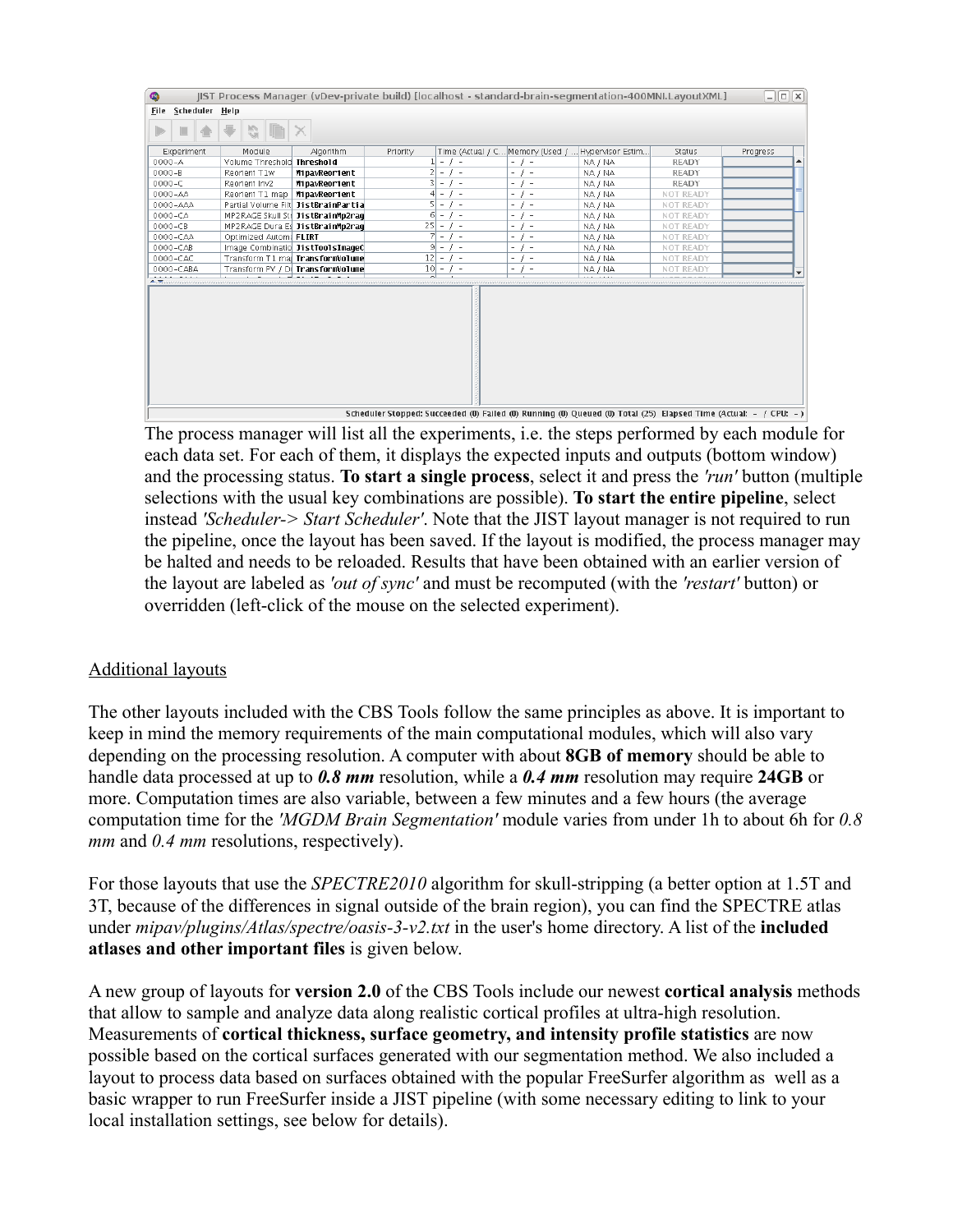The process manager will list all the experiments, i.e. the steps performed by each module for each data set. For each of them, it displays the expected inputs and outputs (bottom window) and the processing status. **To start a single process**, select it and press the *'run'* button (multiple selections with the usual key combinations are possible). **To start the entire pipeline**, select instead *'Scheduler-> Start Scheduler'*. Note that the JIST layout manager is not required to run the pipeline, once the layout has been saved. If the layout is modified, the process manager may be halted and needs to be reloaded. Results that have been obtained with an earlier version of the layout are labeled as *'out of sync'* and must be recomputed (with the *'restart'* button) or overridden (left-click of the mouse on the selected experiment).

## Additional layouts

The other layouts included with the CBS Tools follow the same principles as above. It is important to keep in mind the memory requirements of the main computational modules, which will also vary depending on the processing resolution. A computer with about **8GB of memory** should be able to handle data processed at up to ***0.8 mm*** resolution, while a ***0.4 mm*** resolution may require **24GB** or more. Computation times are also variable, between a few minutes and a few hours (the average computation time for the *'MGDM Brain Segmentation'* module varies from under 1h to about 6h for *0.8 mm* and *0.4 mm* resolutions, respectively).

For those layouts that use the *SPECTRE2010* algorithm for skull-stripping (a better option at 1.5T and 3T, because of the differences in signal outside of the brain region), you can find the SPECTRE atlas under *mipav/plugins/Atlas/spectre/oasis-3-v2.txt* in the user's home directory. A list of the **included atlases and other important files** is given below.

A new group of layouts for **version 2.0** of the CBS Tools include our newest **cortical analysis** methods that allow to sample and analyze data along realistic cortical profiles at ultra-high resolution. Measurements of **cortical thickness, surface geometry, and intensity profile statistics** are now possible based on the cortical surfaces generated with our segmentation method. We also included a layout to process data based on surfaces obtained with the popular FreeSurfer algorithm as well as a basic wrapper to run FreeSurfer inside a JIST pipeline (with some necessary editing to link to your local installation settings, see below for details).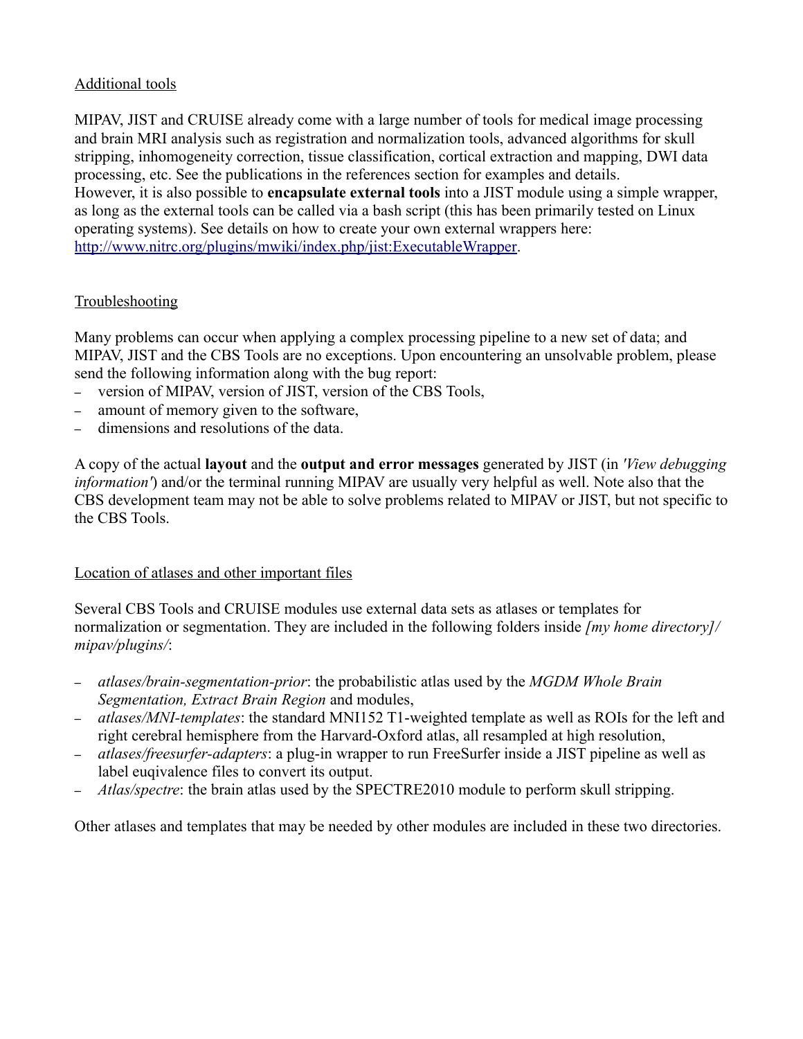## Additional tools

MIPAV, JIST and CRUISE already come with a large number of tools for medical image processing and brain MRI analysis such as registration and normalization tools, advanced algorithms for skull stripping, inhomogeneity correction, tissue classification, cortical extraction and mapping, DWI data processing, etc. See the publications in the references section for examples and details.
However, it is also possible to **encapsulate external tools** into a JIST module using a simple wrapper, as long as the external tools can be called via a bash script (this has been primarily tested on Linux operating systems). See details on how to create your own external wrappers here: http://www.nitrc.org/plugins/mwiki/index.php/jist:ExecutableWrapper.

## Troubleshooting

Many problems can occur when applying a complex processing pipeline to a new set of data; and MIPAV, JIST and the CBS Tools are no exceptions. Upon encountering an unsolvable problem, please send the following information along with the bug report:

- version of MIPAV, version of JIST, version of the CBS Tools,
- amount of memory given to the software,
- dimensions and resolutions of the data.

A copy of the actual **layout** and the **output and error messages** generated by JIST (in *'View debugging information'*) and/or the terminal running MIPAV are usually very helpful as well. Note also that the CBS development team may not be able to solve problems related to MIPAV or JIST, but not specific to the CBS Tools.

## Location of atlases and other important files

Several CBS Tools and CRUISE modules use external data sets as atlases or templates for normalization or segmentation. They are included in the following folders inside *[my home directory]/mipav/plugins/*:

- *atlases/brain-segmentation-prior*: the probabilistic atlas used by the *MGDM Whole Brain Segmentation, Extract Brain Region* and modules,
- *atlases/MNI-templates*: the standard MNI152 T1-weighted template as well as ROIs for the left and right cerebral hemisphere from the Harvard-Oxford atlas, all resampled at high resolution,
- *atlases/freesurfer-adapters*: a plug-in wrapper to run FreeSurfer inside a JIST pipeline as well as label euqivalence files to convert its output.
- *Atlas/spectre*: the brain atlas used by the SPECTRE2010 module to perform skull stripping.

Other atlases and templates that may be needed by other modules are included in these two directories.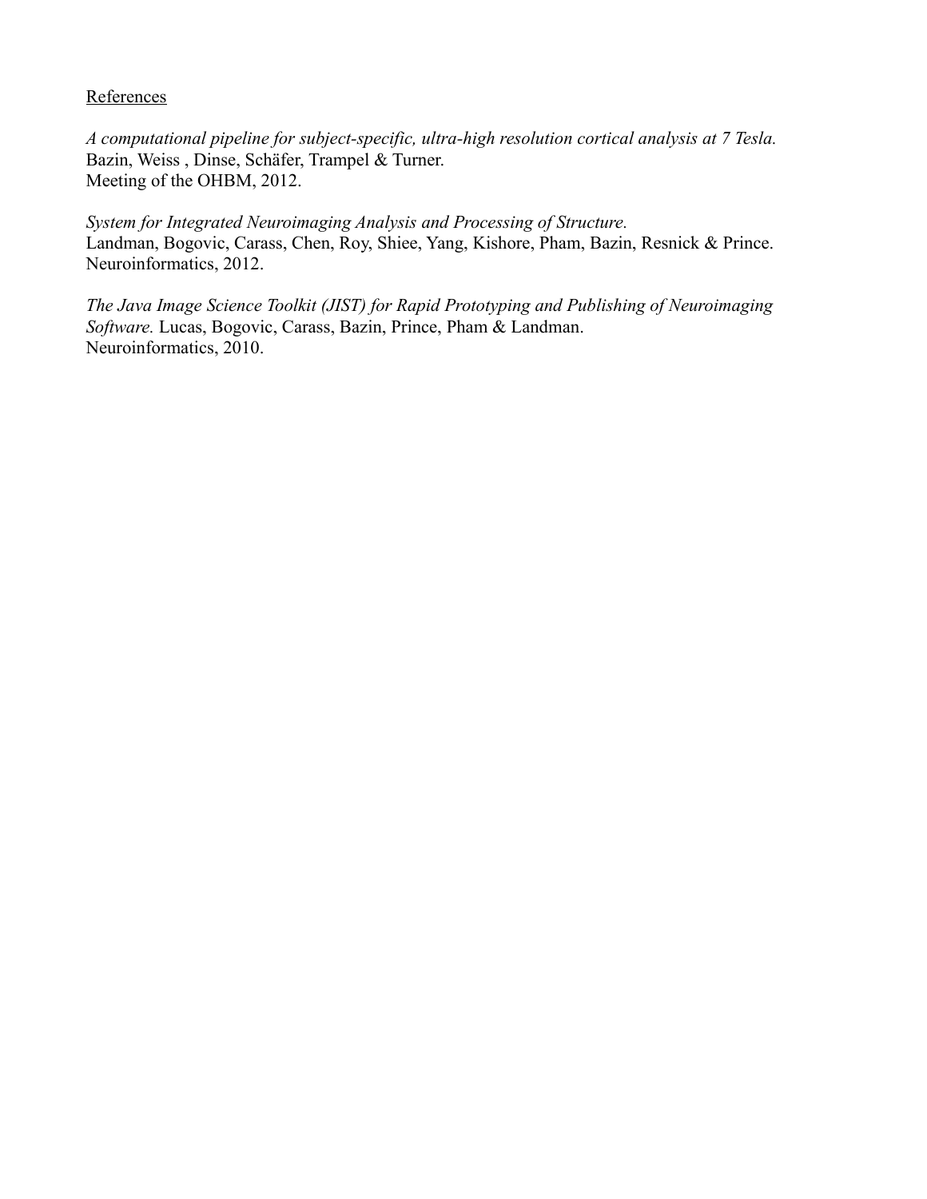References

*A computational pipeline for subject-specific, ultra-high resolution cortical analysis at 7 Tesla.*
Bazin, Weiss , Dinse, Schäfer, Trampel & Turner.
Meeting of the OHBM, 2012.

*System for Integrated Neuroimaging Analysis and Processing of Structure.*
Landman, Bogovic, Carass, Chen, Roy, Shiee, Yang, Kishore, Pham, Bazin, Resnick & Prince.
Neuroinformatics, 2012.

*The Java Image Science Toolkit (JIST) for Rapid Prototyping and Publishing of Neuroimaging Software.* Lucas, Bogovic, Carass, Bazin, Prince, Pham & Landman.
Neuroinformatics, 2010.